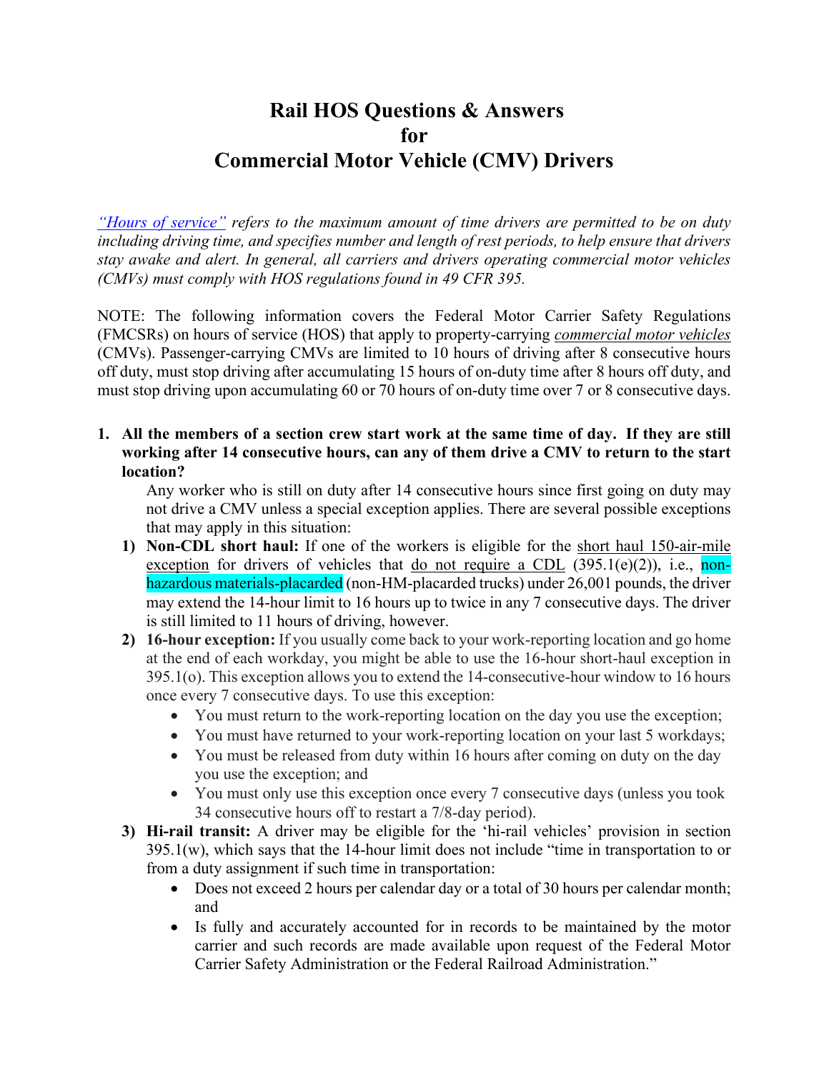# Rail HOS Questions & Answers for Commercial Motor Vehicle (CMV) Drivers

*"Hours of service" refers to the maximum amount of time drivers are permitted to be on duty including driving time, and specifies number and length of rest periods, to help ensure that drivers stay awake and alert. In general, all carriers and drivers operating commercial motor vehicles (CMVs) must comply with HOS regulations found in 49 CFR 395.*

NOTE: The following information covers the Federal Motor Carrier Safety Regulations (FMCSRs) on hours of service (HOS) that apply to property-carrying *commercial motor vehicles* (CMVs). Passenger-carrying CMVs are limited to 10 hours of driving after 8 consecutive hours off duty, must stop driving after accumulating 15 hours of on-duty time after 8 hours off duty, and must stop driving upon accumulating 60 or 70 hours of on-duty time over 7 or 8 consecutive days.

1. **All the members of a section crew start work at the same time of day. If they are still working after 14 consecutive hours, can any of them drive a CMV to return to the start location?**

   Any worker who is still on duty after 14 consecutive hours since first going on duty may not drive a CMV unless a special exception applies. There are several possible exceptions that may apply in this situation:

   1) **Non-CDL short haul:** If one of the workers is eligible for the short haul 150-air-mile exception for drivers of vehicles that do not require a CDL (395.1(e)(2)), i.e., non-hazardous materials-placarded (non-HM-placarded trucks) under 26,001 pounds, the driver may extend the 14-hour limit to 16 hours up to twice in any 7 consecutive days. The driver is still limited to 11 hours of driving, however.
   2) **16-hour exception:** If you usually come back to your work-reporting location and go home at the end of each workday, you might be able to use the 16-hour short-haul exception in 395.1(o). This exception allows you to extend the 14-consecutive-hour window to 16 hours once every 7 consecutive days. To use this exception:
      - You must return to the work-reporting location on the day you use the exception;
      - You must have returned to your work-reporting location on your last 5 workdays;
      - You must be released from duty within 16 hours after coming on duty on the day you use the exception; and
      - You must only use this exception once every 7 consecutive days (unless you took 34 consecutive hours off to restart a 7/8-day period).
   3) **Hi-rail transit:** A driver may be eligible for the 'hi-rail vehicles' provision in section 395.1(w), which says that the 14-hour limit does not include "time in transportation to or from a duty assignment if such time in transportation:
      - Does not exceed 2 hours per calendar day or a total of 30 hours per calendar month; and
      - Is fully and accurately accounted for in records to be maintained by the motor carrier and such records are made available upon request of the Federal Motor Carrier Safety Administration or the Federal Railroad Administration."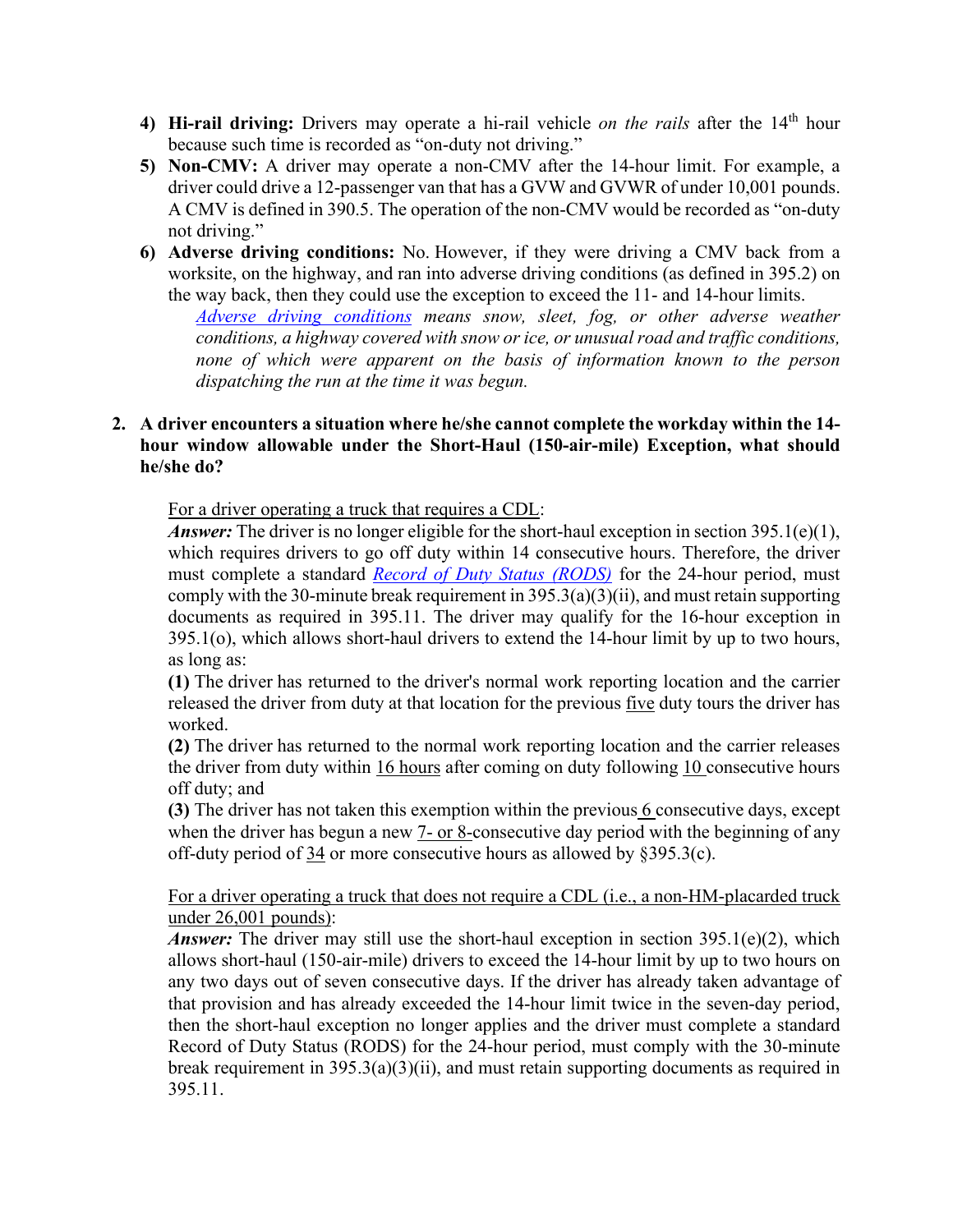4) **Hi-rail driving:** Drivers may operate a hi-rail vehicle *on the rails* after the 14th hour because such time is recorded as "on-duty not driving."
5) **Non-CMV:** A driver may operate a non-CMV after the 14-hour limit. For example, a driver could drive a 12-passenger van that has a GVW and GVWR of under 10,001 pounds. A CMV is defined in 390.5. The operation of the non-CMV would be recorded as "on-duty not driving."
6) **Adverse driving conditions:** No. However, if they were driving a CMV back from a worksite, on the highway, and ran into adverse driving conditions (as defined in 395.2) on the way back, then they could use the exception to exceed the 11- and 14-hour limits.

   *Adverse driving conditions means snow, sleet, fog, or other adverse weather conditions, a highway covered with snow or ice, or unusual road and traffic conditions, none of which were apparent on the basis of information known to the person dispatching the run at the time it was begun.*

**2. A driver encounters a situation where he/she cannot complete the workday within the 14-hour window allowable under the Short-Haul (150-air-mile) Exception, what should he/she do?**

For a driver operating a truck that requires a CDL:

***Answer:*** The driver is no longer eligible for the short-haul exception in section 395.1(e)(1), which requires drivers to go off duty within 14 consecutive hours. Therefore, the driver must complete a standard Record of Duty Status (RODS) for the 24-hour period, must comply with the 30-minute break requirement in 395.3(a)(3)(ii), and must retain supporting documents as required in 395.11. The driver may qualify for the 16-hour exception in 395.1(o), which allows short-haul drivers to extend the 14-hour limit by up to two hours, as long as:

**(1)** The driver has returned to the driver's normal work reporting location and the carrier released the driver from duty at that location for the previous five duty tours the driver has worked.

**(2)** The driver has returned to the normal work reporting location and the carrier releases the driver from duty within 16 hours after coming on duty following 10 consecutive hours off duty; and

**(3)** The driver has not taken this exemption within the previous 6 consecutive days, except when the driver has begun a new 7- or 8-consecutive day period with the beginning of any off-duty period of 34 or more consecutive hours as allowed by §395.3(c).

For a driver operating a truck that does not require a CDL (i.e., a non-HM-placarded truck under 26,001 pounds):

***Answer:*** The driver may still use the short-haul exception in section 395.1(e)(2), which allows short-haul (150-air-mile) drivers to exceed the 14-hour limit by up to two hours on any two days out of seven consecutive days. If the driver has already taken advantage of that provision and has already exceeded the 14-hour limit twice in the seven-day period, then the short-haul exception no longer applies and the driver must complete a standard Record of Duty Status (RODS) for the 24-hour period, must comply with the 30-minute break requirement in 395.3(a)(3)(ii), and must retain supporting documents as required in 395.11.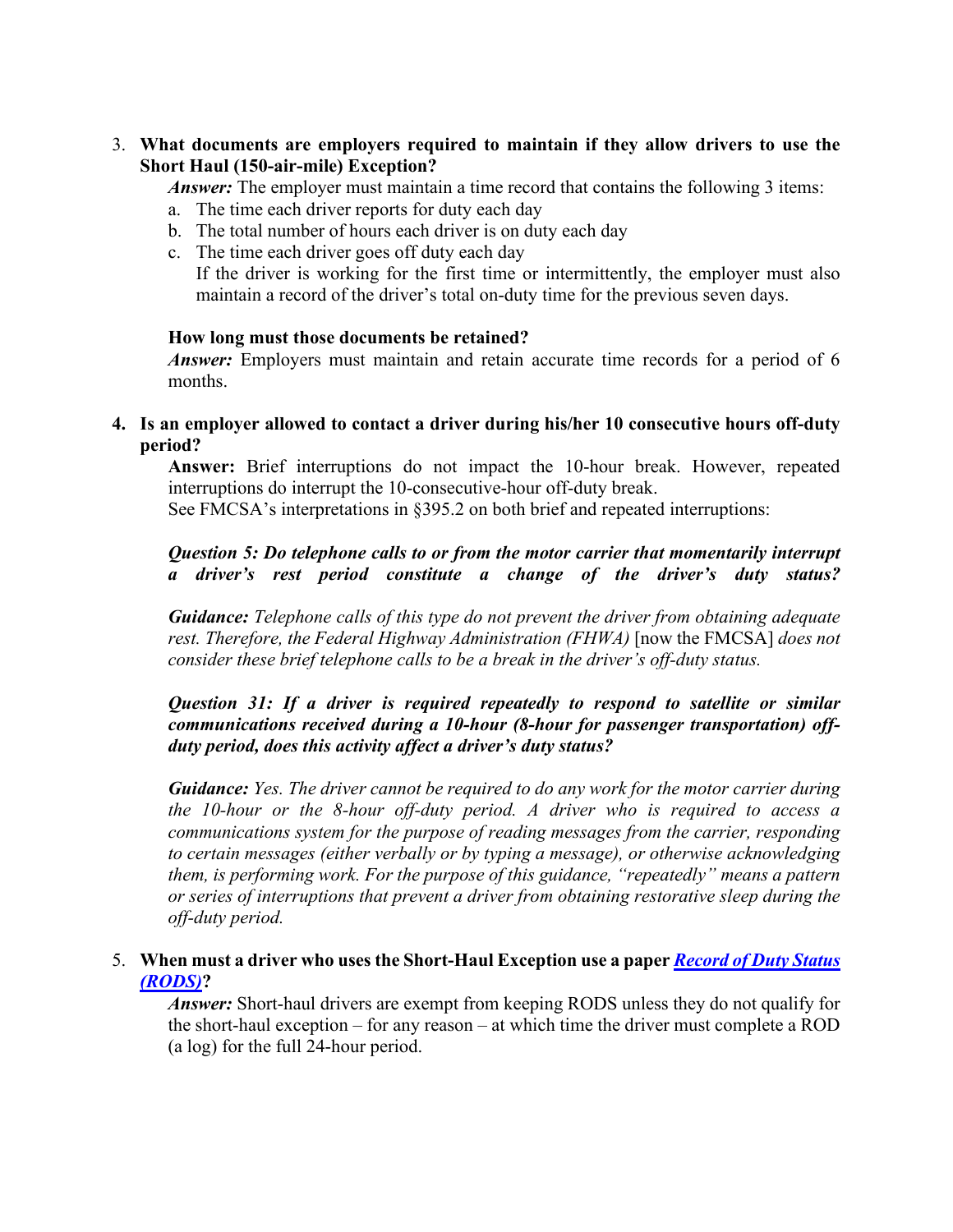3. **What documents are employers required to maintain if they allow drivers to use the Short Haul (150-air-mile) Exception?**

   ***Answer:*** The employer must maintain a time record that contains the following 3 items:

   a. The time each driver reports for duty each day
   b. The total number of hours each driver is on duty each day
   c. The time each driver goes off duty each day

   If the driver is working for the first time or intermittently, the employer must also maintain a record of the driver's total on-duty time for the previous seven days.

   **How long must those documents be retained?**

   ***Answer:*** Employers must maintain and retain accurate time records for a period of 6 months.

4. **Is an employer allowed to contact a driver during his/her 10 consecutive hours off-duty period?**

   **Answer:** Brief interruptions do not impact the 10-hour break. However, repeated interruptions do interrupt the 10-consecutive-hour off-duty break.

   See FMCSA's interpretations in §395.2 on both brief and repeated interruptions:

   ***Question 5: Do telephone calls to or from the motor carrier that momentarily interrupt a driver's rest period constitute a change of the driver's duty status?***

   ***Guidance:*** *Telephone calls of this type do not prevent the driver from obtaining adequate rest. Therefore, the Federal Highway Administration (FHWA)* [now the FMCSA] *does not consider these brief telephone calls to be a break in the driver's off-duty status.*

   ***Question 31: If a driver is required repeatedly to respond to satellite or similar communications received during a 10-hour (8-hour for passenger transportation) off-duty period, does this activity affect a driver's duty status?***

   ***Guidance:*** *Yes. The driver cannot be required to do any work for the motor carrier during the 10-hour or the 8-hour off-duty period. A driver who is required to access a communications system for the purpose of reading messages from the carrier, responding to certain messages (either verbally or by typing a message), or otherwise acknowledging them, is performing work. For the purpose of this guidance, "repeatedly" means a pattern or series of interruptions that prevent a driver from obtaining restorative sleep during the off-duty period.*

5. **When must a driver who uses the Short-Haul Exception use a paper *Record of Duty Status (RODS)*?**

   ***Answer:*** Short-haul drivers are exempt from keeping RODS unless they do not qualify for the short-haul exception – for any reason – at which time the driver must complete a ROD (a log) for the full 24-hour period.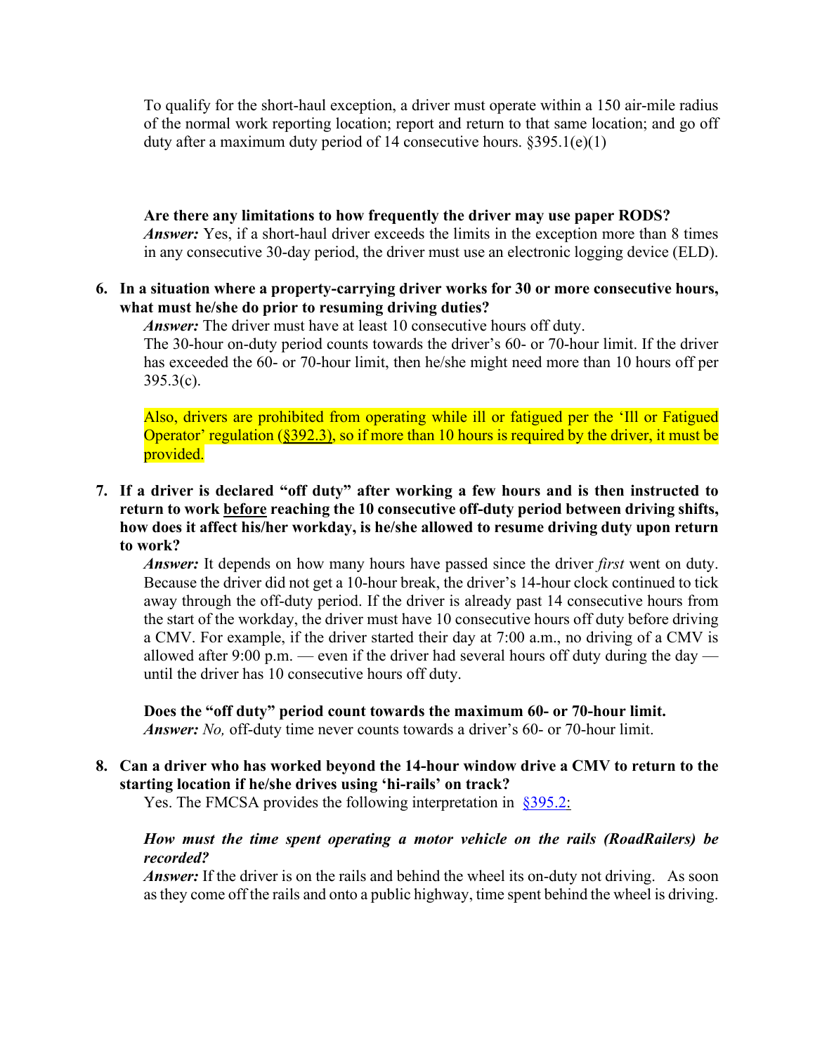To qualify for the short-haul exception, a driver must operate within a 150 air-mile radius of the normal work reporting location; report and return to that same location; and go off duty after a maximum duty period of 14 consecutive hours. §395.1(e)(1)

**Are there any limitations to how frequently the driver may use paper RODS?**
***Answer:*** Yes, if a short-haul driver exceeds the limits in the exception more than 8 times in any consecutive 30-day period, the driver must use an electronic logging device (ELD).

6. **In a situation where a property-carrying driver works for 30 or more consecutive hours, what must he/she do prior to resuming driving duties?**

   ***Answer:*** The driver must have at least 10 consecutive hours off duty.
   The 30-hour on-duty period counts towards the driver's 60- or 70-hour limit. If the driver has exceeded the 60- or 70-hour limit, then he/she might need more than 10 hours off per 395.3(c).

   Also, drivers are prohibited from operating while ill or fatigued per the 'Ill or Fatigued Operator' regulation (§392.3), so if more than 10 hours is required by the driver, it must be provided.

7. **If a driver is declared "off duty" after working a few hours and is then instructed to return to work before reaching the 10 consecutive off-duty period between driving shifts, how does it affect his/her workday, is he/she allowed to resume driving duty upon return to work?**

   ***Answer:*** It depends on how many hours have passed since the driver *first* went on duty. Because the driver did not get a 10-hour break, the driver's 14-hour clock continued to tick away through the off-duty period. If the driver is already past 14 consecutive hours from the start of the workday, the driver must have 10 consecutive hours off duty before driving a CMV. For example, if the driver started their day at 7:00 a.m., no driving of a CMV is allowed after 9:00 p.m. — even if the driver had several hours off duty during the day — until the driver has 10 consecutive hours off duty.

   **Does the "off duty" period count towards the maximum 60- or 70-hour limit.**
   ***Answer:*** *No,* off-duty time never counts towards a driver's 60- or 70-hour limit.

8. **Can a driver who has worked beyond the 14-hour window drive a CMV to return to the starting location if he/she drives using 'hi-rails' on track?**

   Yes. The FMCSA provides the following interpretation in §395.2:

   ***How must the time spent operating a motor vehicle on the rails (RoadRailers) be recorded?***
   ***Answer:*** If the driver is on the rails and behind the wheel its on-duty not driving. As soon as they come off the rails and onto a public highway, time spent behind the wheel is driving.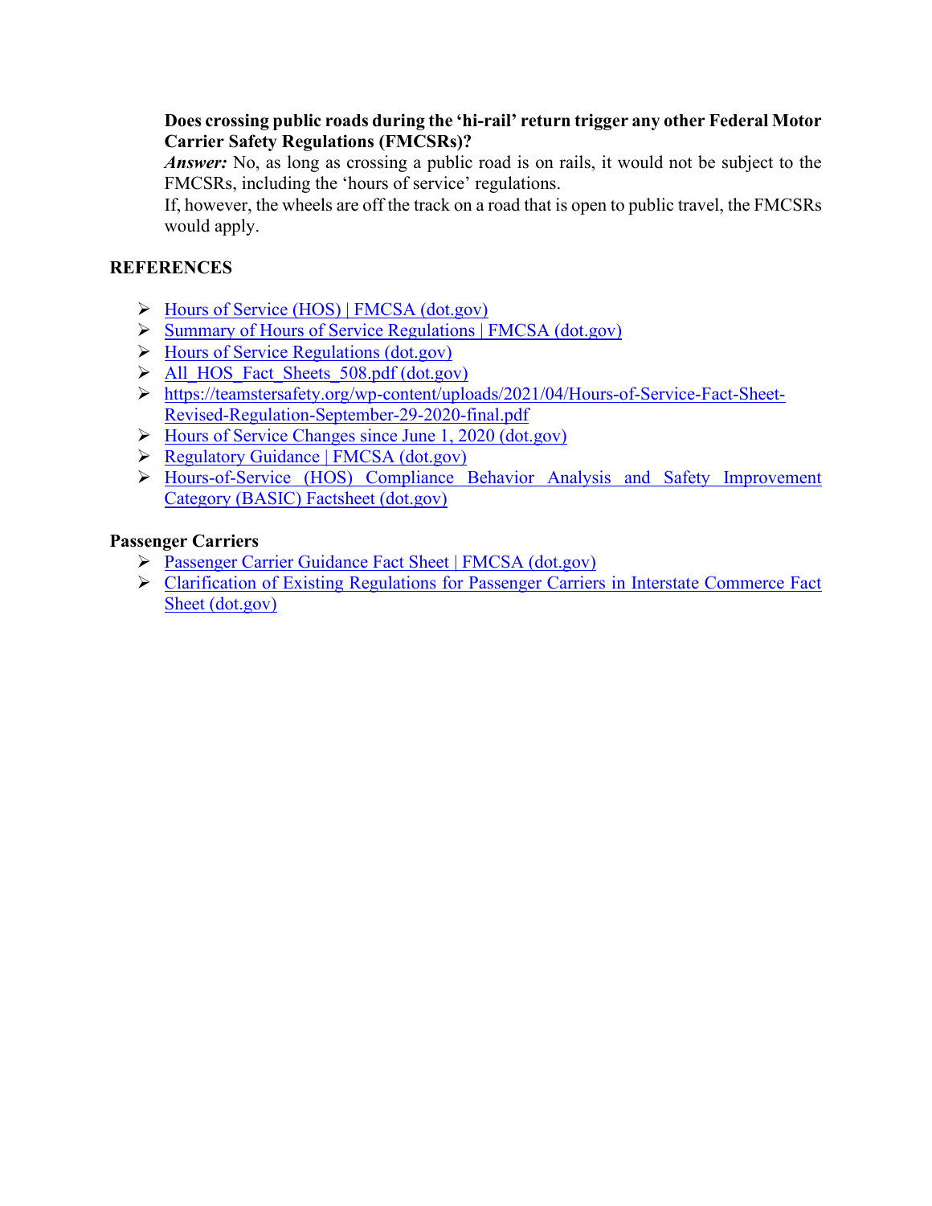**Does crossing public roads during the 'hi-rail' return trigger any other Federal Motor Carrier Safety Regulations (FMCSRs)?**

***Answer:*** No, as long as crossing a public road is on rails, it would not be subject to the FMCSRs, including the 'hours of service' regulations.

If, however, the wheels are off the track on a road that is open to public travel, the FMCSRs would apply.

## REFERENCES

- Hours of Service (HOS) | FMCSA (dot.gov)
- Summary of Hours of Service Regulations | FMCSA (dot.gov)
- Hours of Service Regulations (dot.gov)
- All_HOS_Fact_Sheets_508.pdf (dot.gov)
- https://teamstersafety.org/wp-content/uploads/2021/04/Hours-of-Service-Fact-Sheet-Revised-Regulation-September-29-2020-final.pdf
- Hours of Service Changes since June 1, 2020 (dot.gov)
- Regulatory Guidance | FMCSA (dot.gov)
- Hours-of-Service (HOS) Compliance Behavior Analysis and Safety Improvement Category (BASIC) Factsheet (dot.gov)

### Passenger Carriers

- Passenger Carrier Guidance Fact Sheet | FMCSA (dot.gov)
- Clarification of Existing Regulations for Passenger Carriers in Interstate Commerce Fact Sheet (dot.gov)